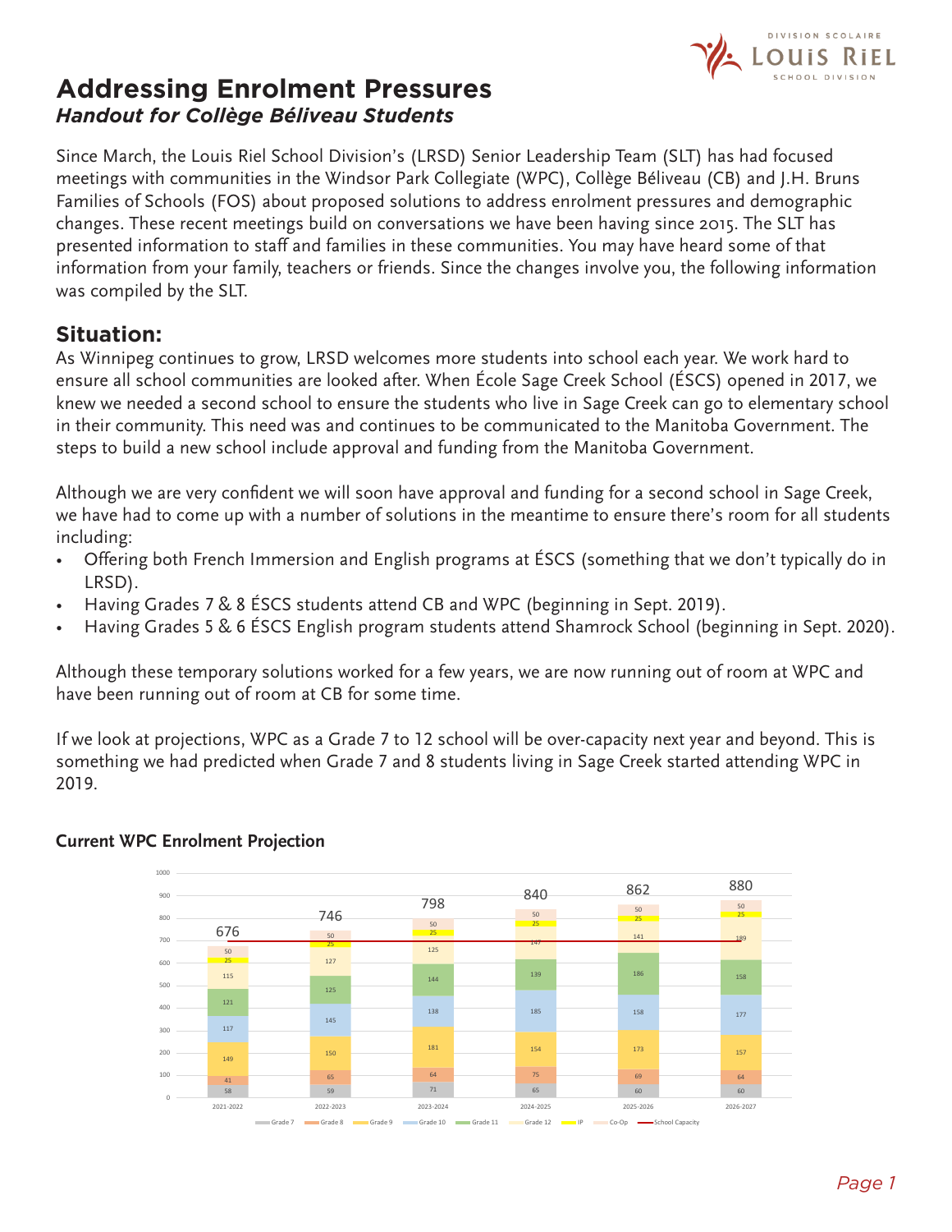# Addressing Enrolment Pressures

***Handout for Collège Béliveau Students***

Since March, the Louis Riel School Division's (LRSD) Senior Leadership Team (SLT) has had focused meetings with communities in the Windsor Park Collegiate (WPC), Collège Béliveau (CB) and J.H. Bruns Families of Schools (FOS) about proposed solutions to address enrolment pressures and demographic changes. These recent meetings build on conversations we have been having since 2015. The SLT has presented information to staff and families in these communities. You may have heard some of that information from your family, teachers or friends. Since the changes involve you, the following information was compiled by the SLT.

## Situation:

As Winnipeg continues to grow, LRSD welcomes more students into school each year. We work hard to ensure all school communities are looked after. When École Sage Creek School (ÉSCS) opened in 2017, we knew we needed a second school to ensure the students who live in Sage Creek can go to elementary school in their community. This need was and continues to be communicated to the Manitoba Government. The steps to build a new school include approval and funding from the Manitoba Government.

Although we are very confident we will soon have approval and funding for a second school in Sage Creek, we have had to come up with a number of solutions in the meantime to ensure there's room for all students including:

- Offering both French Immersion and English programs at ÉSCS (something that we don't typically do in LRSD).
- Having Grades 7 & 8 ÉSCS students attend CB and WPC (beginning in Sept. 2019).
- Having Grades 5 & 6 ÉSCS English program students attend Shamrock School (beginning in Sept. 2020).

Although these temporary solutions worked for a few years, we are now running out of room at WPC and have been running out of room at CB for some time.

If we look at projections, WPC as a Grade 7 to 12 school will be over-capacity next year and beyond. This is something we had predicted when Grade 7 and 8 students living in Sage Creek started attending WPC in 2019.

**Current WPC Enrolment Projection**

| | 2021-2022 | 2022-2023 | 2023-2024 | 2024-2025 | 2025-2026 | 2026-2027 |
|---|---|---|---|---|---|---|
| Grade 7 | 58 | 59 | 71 | 65 | 60 | 60 |
| Grade 8 | 41 | 65 | 64 | 75 | 69 | 64 |
| Grade 9 | 149 | 150 | 181 | 154 | 173 | 157 |
| Grade 10 | 117 | 145 | 138 | 185 | 158 | 177 |
| Grade 11 | 121 | 125 | 144 | 139 | 186 | 158 |
| Grade 12 | 115 | 127 | 125 | 147 | 141 | 189 |
| IP | 25 | 25 | 25 | 25 | 25 | 25 |
| Co-Op | 50 | 50 | 50 | 50 | 50 | 50 |
| Total | 676 | 746 | 798 | 840 | 862 | 880 |

School Capacity: approximately 700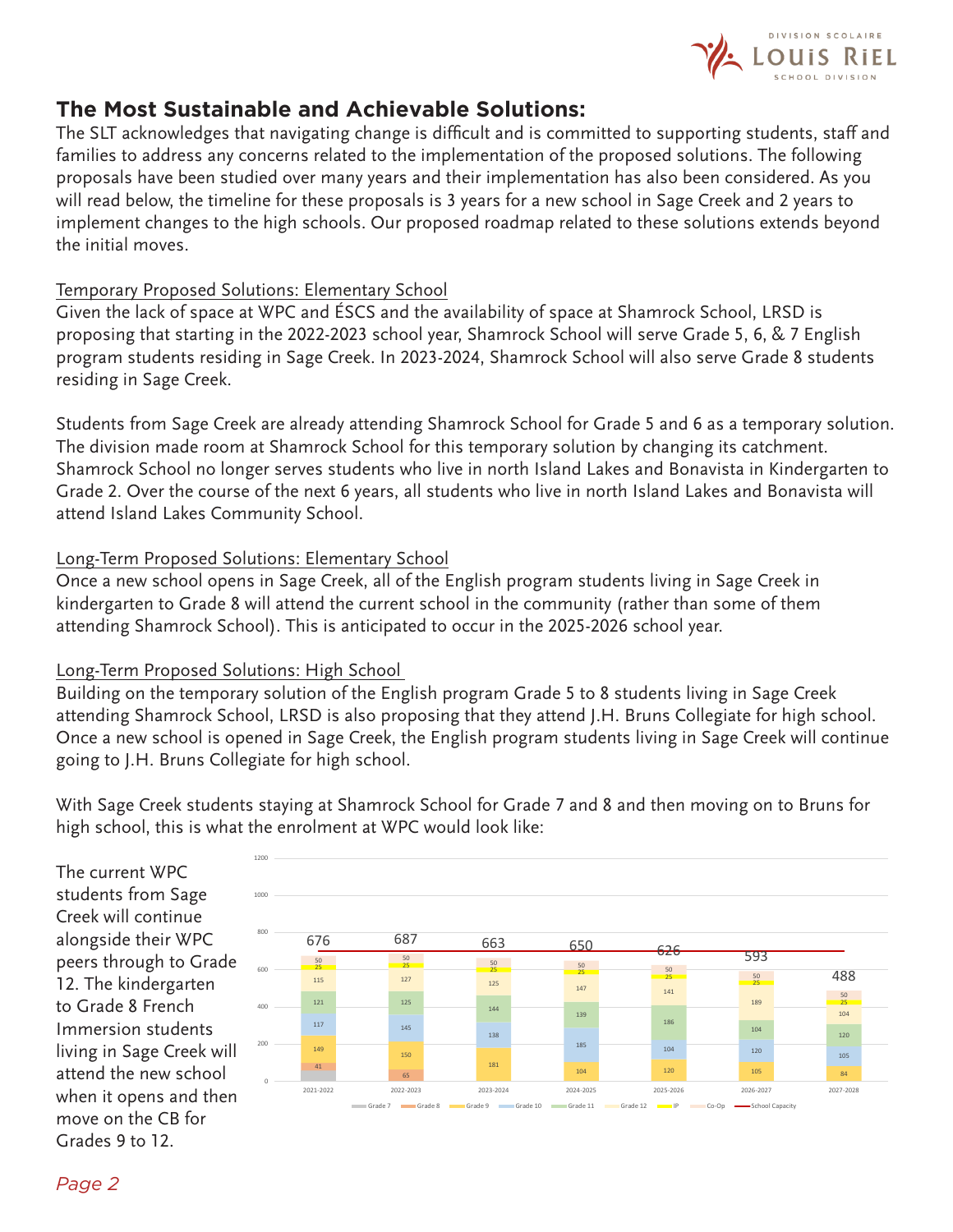## The Most Sustainable and Achievable Solutions:

The SLT acknowledges that navigating change is difficult and is committed to supporting students, staff and families to address any concerns related to the implementation of the proposed solutions. The following proposals have been studied over many years and their implementation has also been considered. As you will read below, the timeline for these proposals is 3 years for a new school in Sage Creek and 2 years to implement changes to the high schools. Our proposed roadmap related to these solutions extends beyond the initial moves.

Temporary Proposed Solutions: Elementary School

Given the lack of space at WPC and ÉSCS and the availability of space at Shamrock School, LRSD is proposing that starting in the 2022-2023 school year, Shamrock School will serve Grade 5, 6, & 7 English program students residing in Sage Creek. In 2023-2024, Shamrock School will also serve Grade 8 students residing in Sage Creek.

Students from Sage Creek are already attending Shamrock School for Grade 5 and 6 as a temporary solution. The division made room at Shamrock School for this temporary solution by changing its catchment. Shamrock School no longer serves students who live in north Island Lakes and Bonavista in Kindergarten to Grade 2. Over the course of the next 6 years, all students who live in north Island Lakes and Bonavista will attend Island Lakes Community School.

Long-Term Proposed Solutions: Elementary School

Once a new school opens in Sage Creek, all of the English program students living in Sage Creek in kindergarten to Grade 8 will attend the current school in the community (rather than some of them attending Shamrock School). This is anticipated to occur in the 2025-2026 school year.

Long-Term Proposed Solutions: High School

Building on the temporary solution of the English program Grade 5 to 8 students living in Sage Creek attending Shamrock School, LRSD is also proposing that they attend J.H. Bruns Collegiate for high school. Once a new school is opened in Sage Creek, the English program students living in Sage Creek will continue going to J.H. Bruns Collegiate for high school.

With Sage Creek students staying at Shamrock School for Grade 7 and 8 and then moving on to Bruns for high school, this is what the enrolment at WPC would look like:

The current WPC students from Sage Creek will continue alongside their WPC peers through to Grade 12. The kindergarten to Grade 8 French Immersion students living in Sage Creek will attend the new school when it opens and then move on the CB for Grades 9 to 12.

| | 2021-2022 | 2022-2023 | 2023-2024 | 2024-2025 | 2025-2026 | 2026-2027 | 2027-2028 |
|---|---|---|---|---|---|---|---|
| Grade 7 | | | | | | | |
| Grade 8 | 41 | 65 | | | | | |
| Grade 9 | 149 | 150 | 181 | 104 | 120 | 105 | 84 |
| Grade 10 | 117 | 145 | 138 | 185 | 104 | 120 | 105 |
| Grade 11 | 121 | 125 | 144 | 139 | 186 | 104 | 120 |
| Grade 12 | 115 | 127 | 125 | 147 | 141 | 189 | 104 |
| IP | 25 | 25 | 25 | 25 | 25 | 25 | 25 |
| Co-Op | 50 | 50 | 50 | 50 | 50 | 50 | 50 |
| Total | 676 | 687 | 663 | 650 | 626 | 593 | 488 |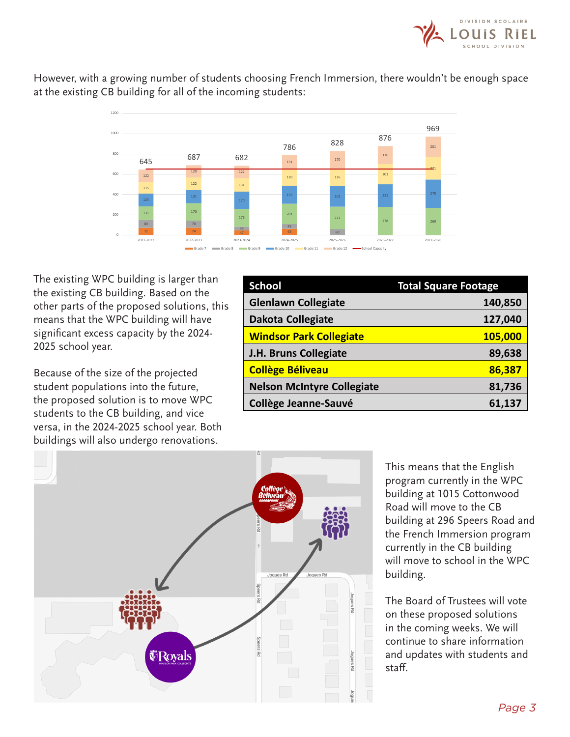However, with a growing number of students choosing French Immersion, there wouldn't be enough space at the existing CB building for all of the incoming students:

The existing WPC building is larger than the existing CB building. Based on the other parts of the proposed solutions, this means that the WPC building will have significant excess capacity by the 2024-2025 school year.

Because of the size of the projected student populations into the future, the proposed solution is to move WPC students to the CB building, and vice versa, in the 2024-2025 school year. Both buildings will also undergo renovations.

| School | Total Square Footage |
|---|---|
| Glenlawn Collegiate | 140,850 |
| Dakota Collegiate | 127,040 |
| Windsor Park Collegiate | 105,000 |
| J.H. Bruns Collegiate | 89,638 |
| Collège Béliveau | 86,387 |
| Nelson McIntyre Collegiate | 81,736 |
| Collège Jeanne-Sauvé | 61,137 |

This means that the English program currently in the WPC building at 1015 Cottonwood Road will move to the CB building at 296 Speers Road and the French Immersion program currently in the CB building will move to school in the WPC building.

The Board of Trustees will vote on these proposed solutions in the coming weeks. We will continue to share information and updates with students and staff.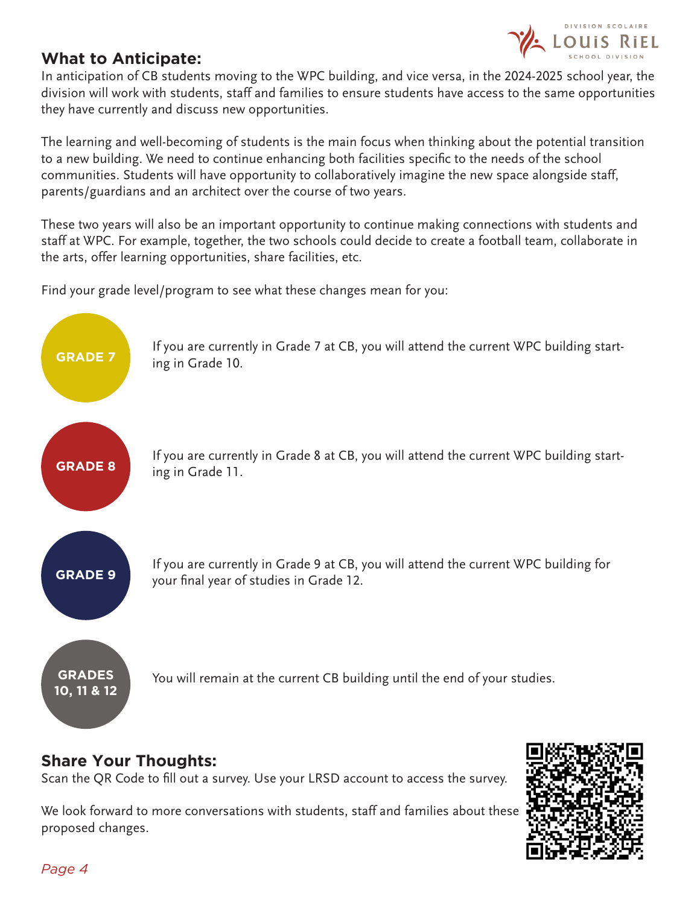## What to Anticipate:

In anticipation of CB students moving to the WPC building, and vice versa, in the 2024-2025 school year, the division will work with students, staff and families to ensure students have access to the same opportunities they have currently and discuss new opportunities.

The learning and well-becoming of students is the main focus when thinking about the potential transition to a new building. We need to continue enhancing both facilities specific to the needs of the school communities. Students will have opportunity to collaboratively imagine the new space alongside staff, parents/guardians and an architect over the course of two years.

These two years will also be an important opportunity to continue making connections with students and staff at WPC. For example, together, the two schools could decide to create a football team, collaborate in the arts, offer learning opportunities, share facilities, etc.

Find your grade level/program to see what these changes mean for you:

**GRADE 7**

If you are currently in Grade 7 at CB, you will attend the current WPC building starting in Grade 10.

**GRADE 8**

If you are currently in Grade 8 at CB, you will attend the current WPC building starting in Grade 11.

**GRADE 9**

If you are currently in Grade 9 at CB, you will attend the current WPC building for your final year of studies in Grade 12.

**GRADES 10, 11 & 12**

You will remain at the current CB building until the end of your studies.

## Share Your Thoughts:

Scan the QR Code to fill out a survey. Use your LRSD account to access the survey.

We look forward to more conversations with students, staff and families about these proposed changes.